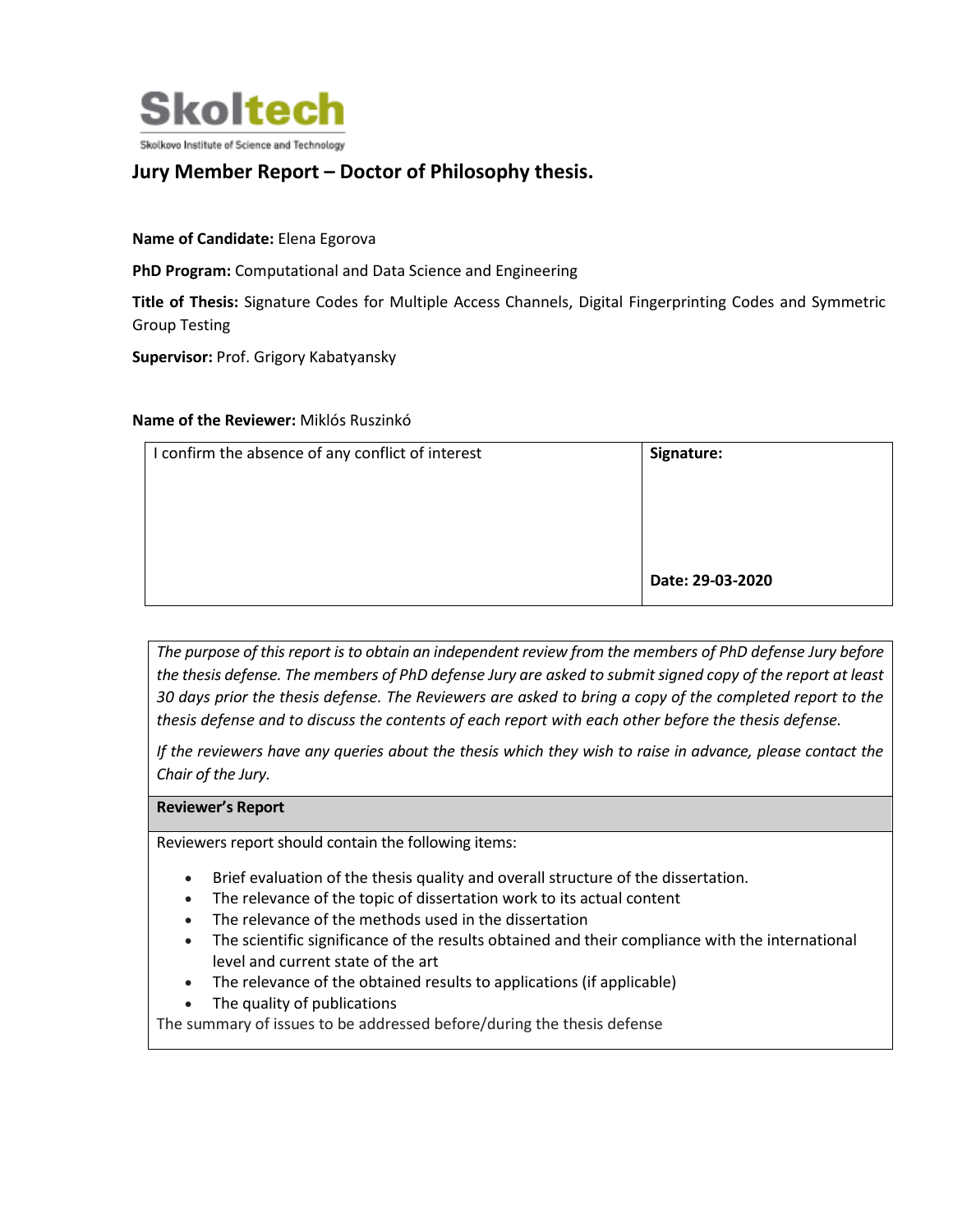Skoltech

Skolkovo Institute of Science and Technology

# Jury Member Report – Doctor of Philosophy thesis.

**Name of Candidate:** Elena Egorova

**PhD Program:** Computational and Data Science and Engineering

**Title of Thesis:** Signature Codes for Multiple Access Channels, Digital Fingerprinting Codes and Symmetric Group Testing

**Supervisor:** Prof. Grigory Kabatyansky

**Name of the Reviewer:** Miklós Ruszinkó

| I confirm the absence of any conflict of interest | **Signature:**<br><br><br><br>**Date: 29-03-2020** |
|---|---|

*The purpose of this report is to obtain an independent review from the members of PhD defense Jury before the thesis defense. The members of PhD defense Jury are asked to submit signed copy of the report at least 30 days prior the thesis defense. The Reviewers are asked to bring a copy of the completed report to the thesis defense and to discuss the contents of each report with each other before the thesis defense.*

*If the reviewers have any queries about the thesis which they wish to raise in advance, please contact the Chair of the Jury.*

**Reviewer's Report**

Reviewers report should contain the following items:

- Brief evaluation of the thesis quality and overall structure of the dissertation.
- The relevance of the topic of dissertation work to its actual content
- The relevance of the methods used in the dissertation
- The scientific significance of the results obtained and their compliance with the international level and current state of the art
- The relevance of the obtained results to applications (if applicable)
- The quality of publications

The summary of issues to be addressed before/during the thesis defense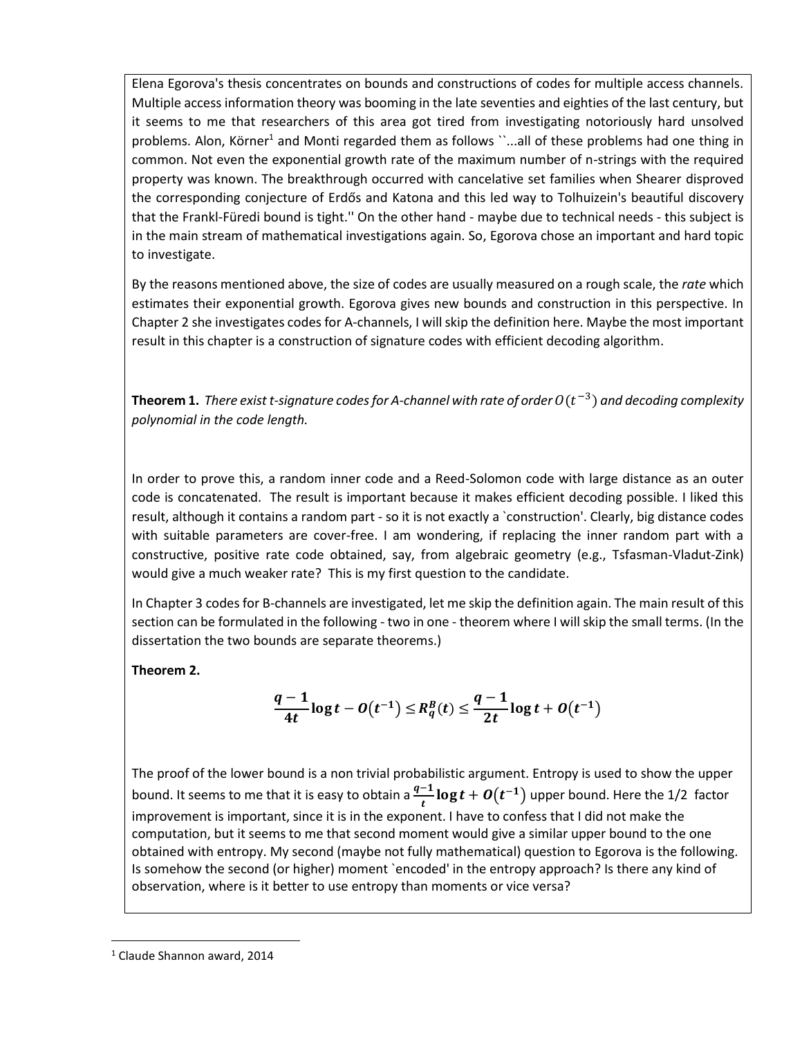Elena Egorova's thesis concentrates on bounds and constructions of codes for multiple access channels. Multiple access information theory was booming in the late seventies and eighties of the last century, but it seems to me that researchers of this area got tired from investigating notoriously hard unsolved problems. Alon, Körner[1] and Monti regarded them as follows ``...all of these problems had one thing in common. Not even the exponential growth rate of the maximum number of n-strings with the required property was known. The breakthrough occurred with cancelative set families when Shearer disproved the corresponding conjecture of Erdős and Katona and this led way to Tolhuizein's beautiful discovery that the Frankl-Füredi bound is tight.'' On the other hand - maybe due to technical needs - this subject is in the main stream of mathematical investigations again. So, Egorova chose an important and hard topic to investigate.

By the reasons mentioned above, the size of codes are usually measured on a rough scale, the *rate* which estimates their exponential growth. Egorova gives new bounds and construction in this perspective. In Chapter 2 she investigates codes for A-channels, I will skip the definition here. Maybe the most important result in this chapter is a construction of signature codes with efficient decoding algorithm.

**Theorem 1.** *There exist t-signature codes for A-channel with rate of order $O(t^{-3})$ and decoding complexity polynomial in the code length.*

In order to prove this, a random inner code and a Reed-Solomon code with large distance as an outer code is concatenated. The result is important because it makes efficient decoding possible. I liked this result, although it contains a random part - so it is not exactly a `construction'. Clearly, big distance codes with suitable parameters are cover-free. I am wondering, if replacing the inner random part with a constructive, positive rate code obtained, say, from algebraic geometry (e.g., Tsfasman-Vladut-Zink) would give a much weaker rate? This is my first question to the candidate.

In Chapter 3 codes for B-channels are investigated, let me skip the definition again. The main result of this section can be formulated in the following - two in one - theorem where I will skip the small terms. (In the dissertation the two bounds are separate theorems.)

**Theorem 2.**

$$\frac{q-1}{4t}\log t - O(t^{-1}) \le R_q^B(t) \le \frac{q-1}{2t}\log t + O(t^{-1})$$

The proof of the lower bound is a non trivial probabilistic argument. Entropy is used to show the upper bound. It seems to me that it is easy to obtain a $\frac{q-1}{t}\log t + O(t^{-1})$ upper bound. Here the 1/2 factor improvement is important, since it is in the exponent. I have to confess that I did not make the computation, but it seems to me that second moment would give a similar upper bound to the one obtained with entropy. My second (maybe not fully mathematical) question to Egorova is the following. Is somehow the second (or higher) moment `encoded' in the entropy approach? Is there any kind of observation, where is it better to use entropy than moments or vice versa?

[1] Claude Shannon award, 2014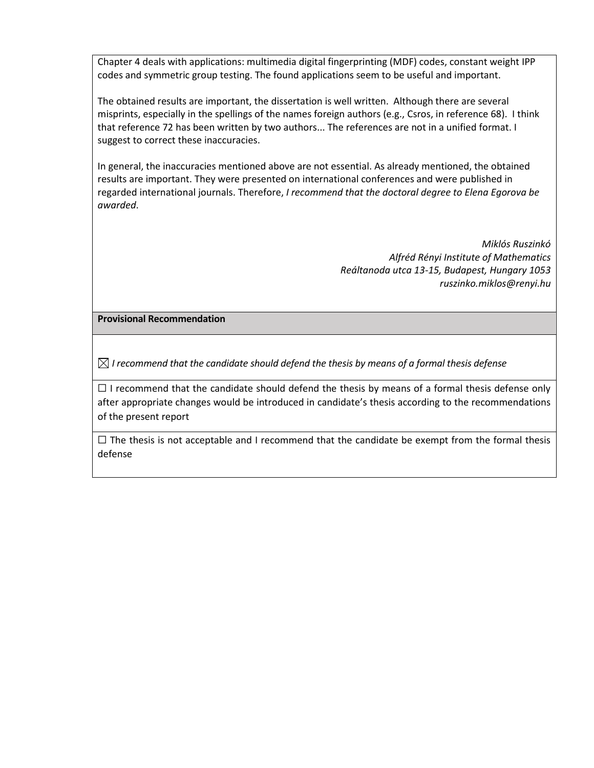Chapter 4 deals with applications: multimedia digital fingerprinting (MDF) codes, constant weight IPP codes and symmetric group testing. The found applications seem to be useful and important.

The obtained results are important, the dissertation is well written. Although there are several misprints, especially in the spellings of the names foreign authors (e.g., Csros, in reference 68). I think that reference 72 has been written by two authors... The references are not in a unified format. I suggest to correct these inaccuracies.

In general, the inaccuracies mentioned above are not essential. As already mentioned, the obtained results are important. They were presented on international conferences and were published in regarded international journals. Therefore, *I recommend that the doctoral degree to Elena Egorova be awarded*.

*Miklós Ruszinkó*
*Alfréd Rényi Institute of Mathematics*
*Reáltanoda utca 13-15, Budapest, Hungary 1053*
*ruszinko.miklos@renyi.hu*

**Provisional Recommendation**

☒ *I recommend that the candidate should defend the thesis by means of a formal thesis defense*

☐ I recommend that the candidate should defend the thesis by means of a formal thesis defense only after appropriate changes would be introduced in candidate's thesis according to the recommendations of the present report

☐ The thesis is not acceptable and I recommend that the candidate be exempt from the formal thesis defense